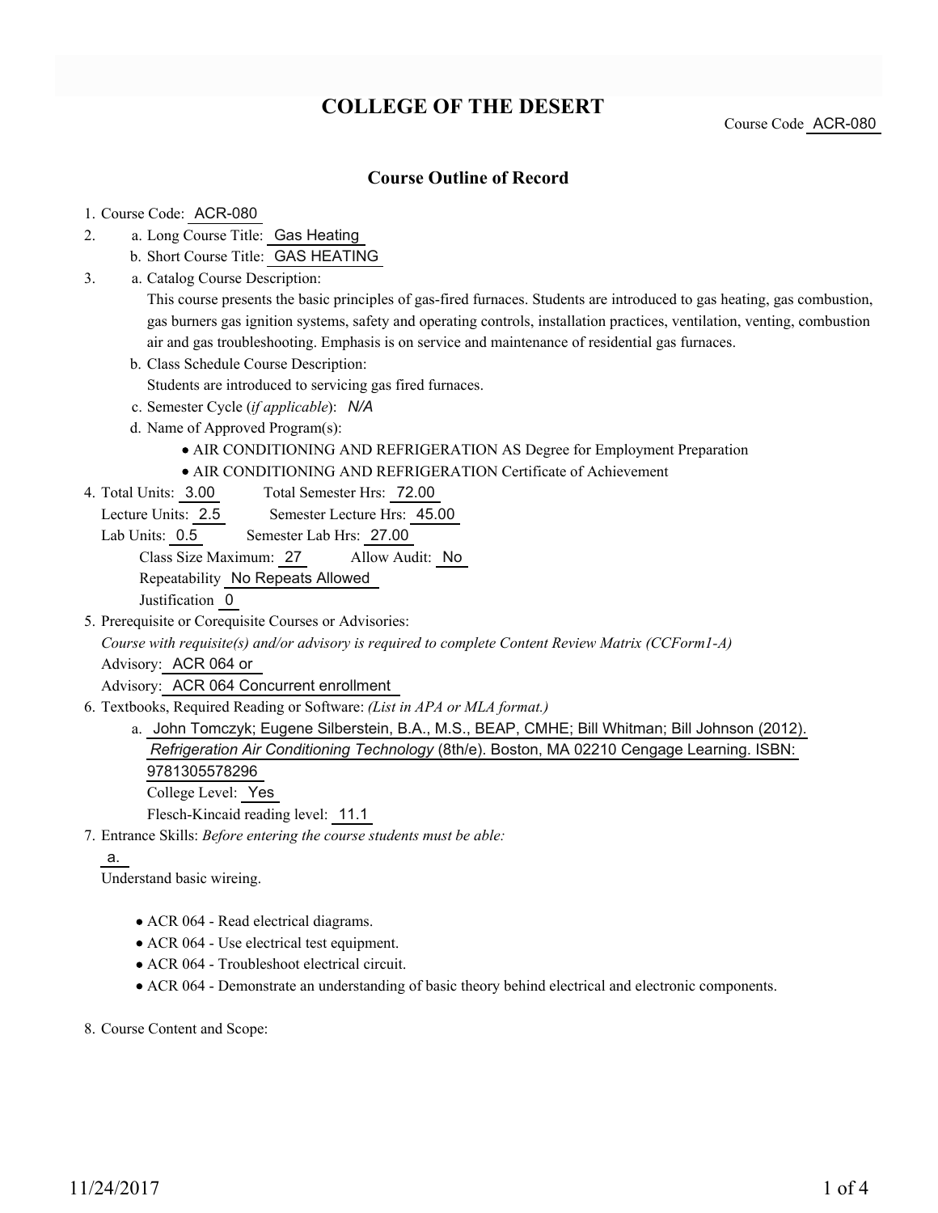# COLLEGE OF THE DESERT

Course Code ACR-080

## Course Outline of Record

1. Course Code: ACR-080
2. a. Long Course Title: Gas Heating
   b. Short Course Title: GAS HEATING
3. a. Catalog Course Description:
   This course presents the basic principles of gas-fired furnaces. Students are introduced to gas heating, gas combustion, gas burners gas ignition systems, safety and operating controls, installation practices, ventilation, venting, combustion air and gas troubleshooting. Emphasis is on service and maintenance of residential gas furnaces.
   b. Class Schedule Course Description:
   Students are introduced to servicing gas fired furnaces.
   c. Semester Cycle (*if applicable*): *N/A*
   d. Name of Approved Program(s):
   - AIR CONDITIONING AND REFRIGERATION AS Degree for Employment Preparation
   - AIR CONDITIONING AND REFRIGERATION Certificate of Achievement
4. Total Units: 3.00 Total Semester Hrs: 72.00
   Lecture Units: 2.5 Semester Lecture Hrs: 45.00
   Lab Units: 0.5 Semester Lab Hrs: 27.00
   Class Size Maximum: 27 Allow Audit: No
   Repeatability No Repeats Allowed
   Justification 0
5. Prerequisite or Corequisite Courses or Advisories:
   *Course with requisite(s) and/or advisory is required to complete Content Review Matrix (CCForm1-A)*
   Advisory: ACR 064 or
   Advisory: ACR 064 Concurrent enrollment
6. Textbooks, Required Reading or Software: *(List in APA or MLA format.)*
   a. John Tomczyk; Eugene Silberstein, B.A., M.S., BEAP, CMHE; Bill Whitman; Bill Johnson (2012). *Refrigeration Air Conditioning Technology* (8th/e). Boston, MA 02210 Cengage Learning. ISBN: 9781305578296
   College Level: Yes
   Flesch-Kincaid reading level: 11.1
7. Entrance Skills: *Before entering the course students must be able:*
   a.
   Understand basic wiring.
   - ACR 064 - Read electrical diagrams.
   - ACR 064 - Use electrical test equipment.
   - ACR 064 - Troubleshoot electrical circuit.
   - ACR 064 - Demonstrate an understanding of basic theory behind electrical and electronic components.
8. Course Content and Scope: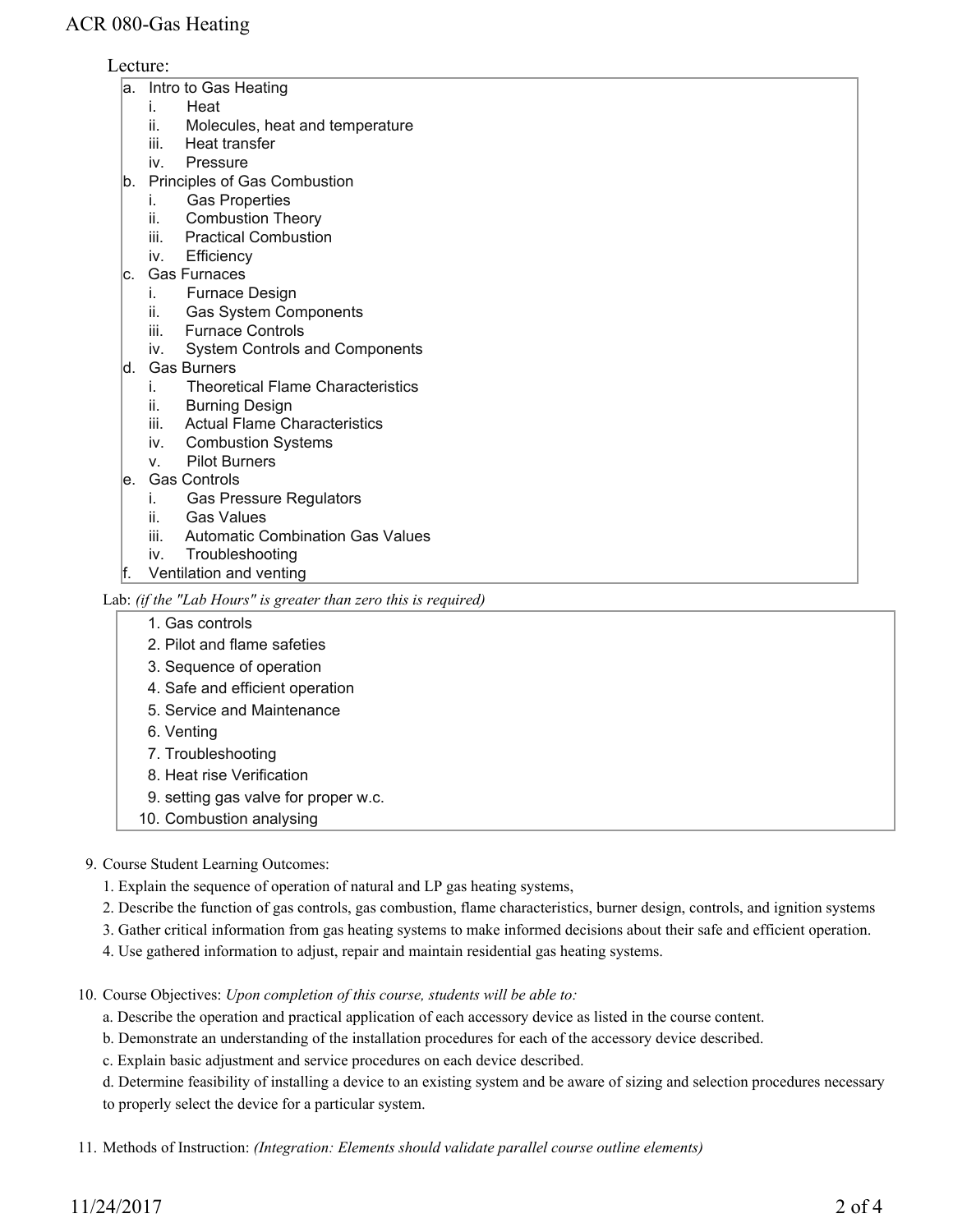Lecture:

a. Intro to Gas Heating
   i. Heat
   ii. Molecules, heat and temperature
   iii. Heat transfer
   iv. Pressure
b. Principles of Gas Combustion
   i. Gas Properties
   ii. Combustion Theory
   iii. Practical Combustion
   iv. Efficiency
c. Gas Furnaces
   i. Furnace Design
   ii. Gas System Components
   iii. Furnace Controls
   iv. System Controls and Components
d. Gas Burners
   i. Theoretical Flame Characteristics
   ii. Burning Design
   iii. Actual Flame Characteristics
   iv. Combustion Systems
   v. Pilot Burners
e. Gas Controls
   i. Gas Pressure Regulators
   ii. Gas Values
   iii. Automatic Combination Gas Values
   iv. Troubleshooting
f. Ventilation and venting

Lab: *(if the "Lab Hours" is greater than zero this is required)*

1. Gas controls
2. Pilot and flame safeties
3. Sequence of operation
4. Safe and efficient operation
5. Service and Maintenance
6. Venting
7. Troubleshooting
8. Heat rise Verification
9. setting gas valve for proper w.c.
10. Combustion analysing

9. Course Student Learning Outcomes:
   1. Explain the sequence of operation of natural and LP gas heating systems,
   2. Describe the function of gas controls, gas combustion, flame characteristics, burner design, controls, and ignition systems
   3. Gather critical information from gas heating systems to make informed decisions about their safe and efficient operation.
   4. Use gathered information to adjust, repair and maintain residential gas heating systems.

10. Course Objectives: *Upon completion of this course, students will be able to:*
    a. Describe the operation and practical application of each accessory device as listed in the course content.
    b. Demonstrate an understanding of the installation procedures for each of the accessory device described.
    c. Explain basic adjustment and service procedures on each device described.
    d. Determine feasibility of installing a device to an existing system and be aware of sizing and selection procedures necessary to properly select the device for a particular system.

11. Methods of Instruction: *(Integration: Elements should validate parallel course outline elements)*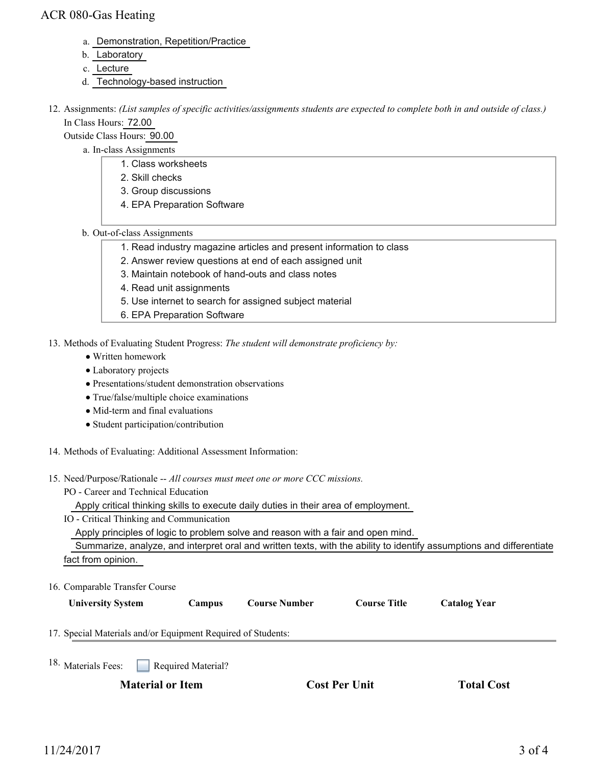a. Demonstration, Repetition/Practice
b. Laboratory
c. Lecture
d. Technology-based instruction

12. Assignments: *(List samples of specific activities/assignments students are expected to complete both in and outside of class.)*
    In Class Hours: 72.00
    Outside Class Hours: 90.00
    a. In-class Assignments
        1. Class worksheets
        2. Skill checks
        3. Group discussions
        4. EPA Preparation Software
    b. Out-of-class Assignments
        1. Read industry magazine articles and present information to class
        2. Answer review questions at end of each assigned unit
        3. Maintain notebook of hand-outs and class notes
        4. Read unit assignments
        5. Use internet to search for assigned subject material
        6. EPA Preparation Software

13. Methods of Evaluating Student Progress: *The student will demonstrate proficiency by:*
    - Written homework
    - Laboratory projects
    - Presentations/student demonstration observations
    - True/false/multiple choice examinations
    - Mid-term and final evaluations
    - Student participation/contribution

14. Methods of Evaluating: Additional Assessment Information:

15. Need/Purpose/Rationale -- *All courses must meet one or more CCC missions.*
    PO - Career and Technical Education
    Apply critical thinking skills to execute daily duties in their area of employment.
    IO - Critical Thinking and Communication
    Apply principles of logic to problem solve and reason with a fair and open mind.
    Summarize, analyze, and interpret oral and written texts, with the ability to identify assumptions and differentiate fact from opinion.

16. Comparable Transfer Course

| University System | Campus | Course Number | Course Title | Catalog Year |
|---|---|---|---|---|

17. Special Materials and/or Equipment Required of Students:

18. Materials Fees: ☐ Required Material?

| Material or Item | Cost Per Unit | Total Cost |
|---|---|---|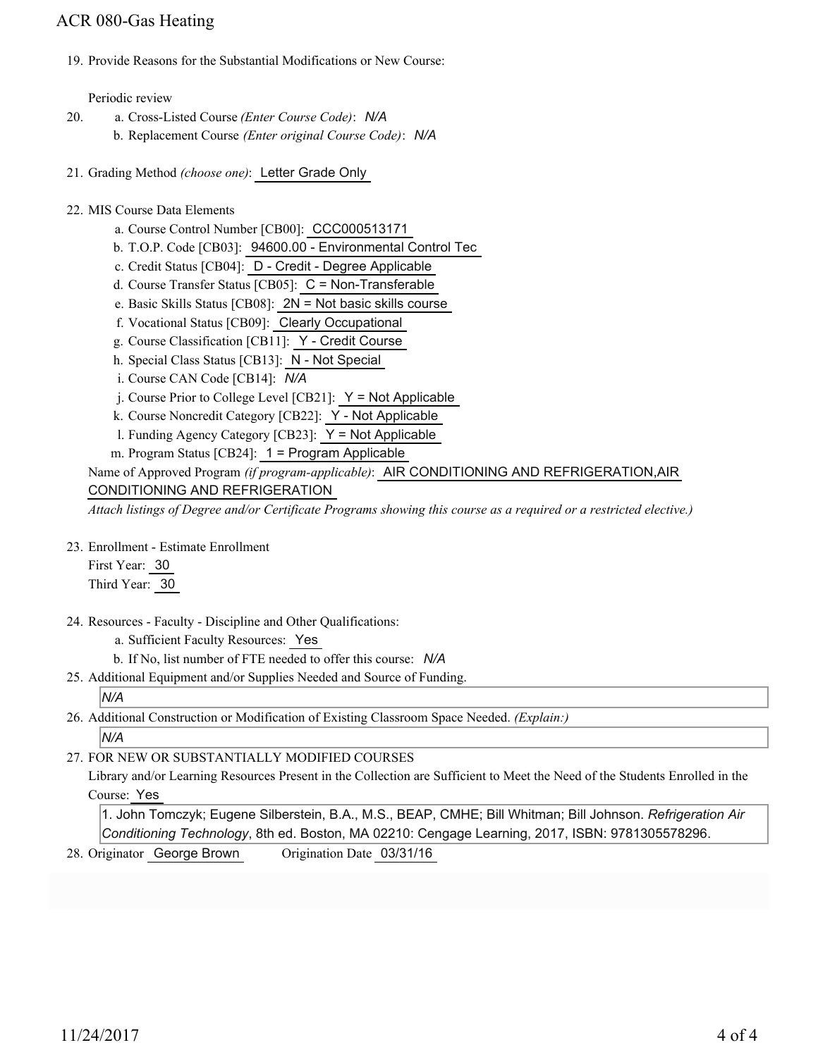19. Provide Reasons for the Substantial Modifications or New Course:

    Periodic review

20. a. Cross-Listed Course *(Enter Course Code)*: *N/A*
    b. Replacement Course *(Enter original Course Code)*: *N/A*

21. Grading Method *(choose one)*: Letter Grade Only

22. MIS Course Data Elements
    a. Course Control Number [CB00]: CCC000513171
    b. T.O.P. Code [CB03]: 94600.00 - Environmental Control Tec
    c. Credit Status [CB04]: D - Credit - Degree Applicable
    d. Course Transfer Status [CB05]: C = Non-Transferable
    e. Basic Skills Status [CB08]: 2N = Not basic skills course
    f. Vocational Status [CB09]: Clearly Occupational
    g. Course Classification [CB11]: Y - Credit Course
    h. Special Class Status [CB13]: N - Not Special
    i. Course CAN Code [CB14]: *N/A*
    j. Course Prior to College Level [CB21]: Y = Not Applicable
    k. Course Noncredit Category [CB22]: Y - Not Applicable
    l. Funding Agency Category [CB23]: Y = Not Applicable
    m. Program Status [CB24]: 1 = Program Applicable

    Name of Approved Program *(if program-applicable)*: AIR CONDITIONING AND REFRIGERATION,AIR CONDITIONING AND REFRIGERATION

    *Attach listings of Degree and/or Certificate Programs showing this course as a required or a restricted elective.)*

23. Enrollment - Estimate Enrollment
    First Year: 30
    Third Year: 30

24. Resources - Faculty - Discipline and Other Qualifications:
    a. Sufficient Faculty Resources: Yes
    b. If No, list number of FTE needed to offer this course: *N/A*

25. Additional Equipment and/or Supplies Needed and Source of Funding.

    *N/A*

26. Additional Construction or Modification of Existing Classroom Space Needed. *(Explain:)*

    *N/A*

27. FOR NEW OR SUBSTANTIALLY MODIFIED COURSES
    Library and/or Learning Resources Present in the Collection are Sufficient to Meet the Need of the Students Enrolled in the Course: Yes

    1. John Tomczyk; Eugene Silberstein, B.A., M.S., BEAP, CMHE; Bill Whitman; Bill Johnson. *Refrigeration Air Conditioning Technology*, 8th ed. Boston, MA 02210: Cengage Learning, 2017, ISBN: 9781305578296.

28. Originator George Brown     Origination Date 03/31/16